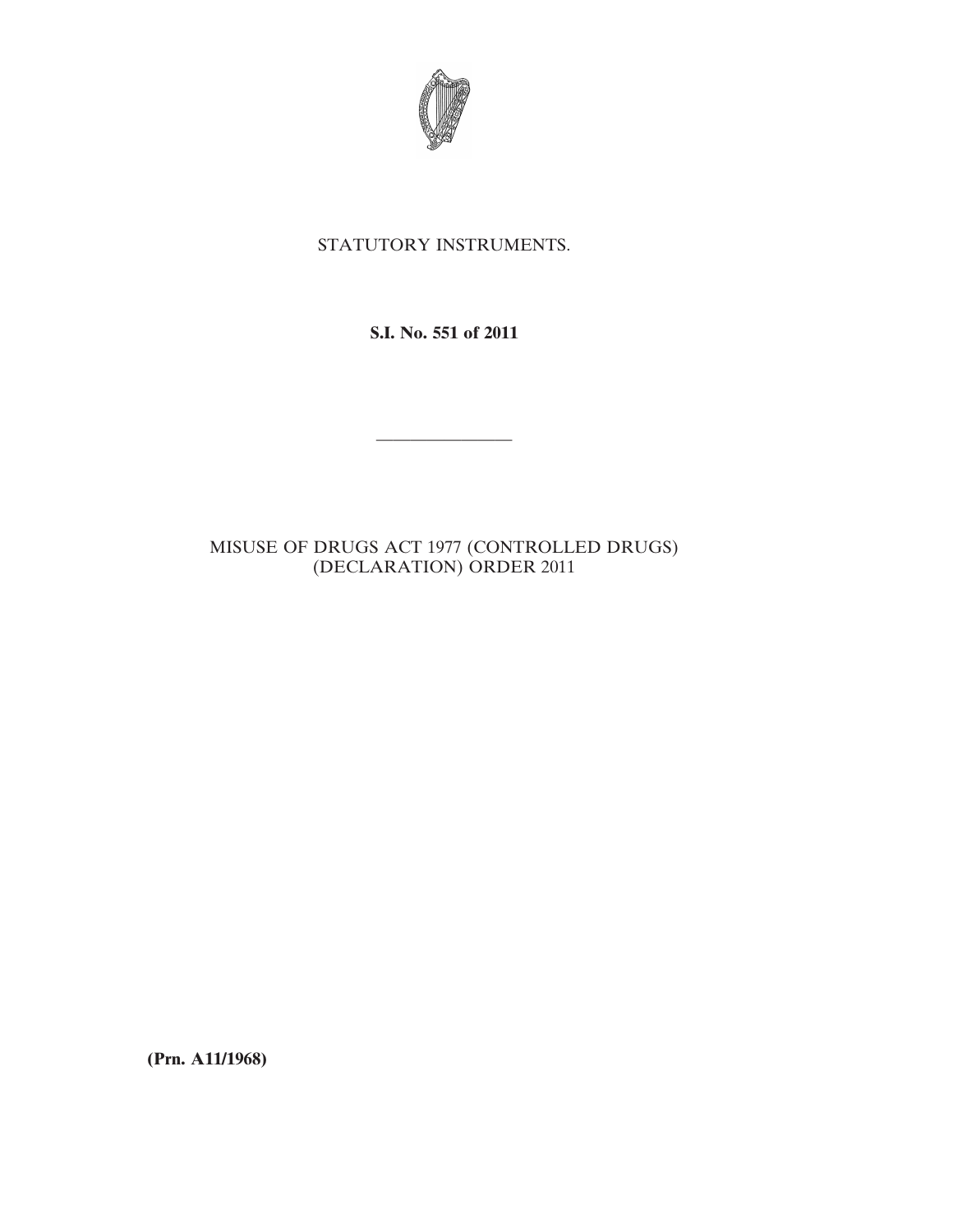STATUTORY INSTRUMENTS.

**S.I. No. 551 of 2011**

---

MISUSE OF DRUGS ACT 1977 (CONTROLLED DRUGS) (DECLARATION) ORDER 2011

**(Prn. A11/1968)**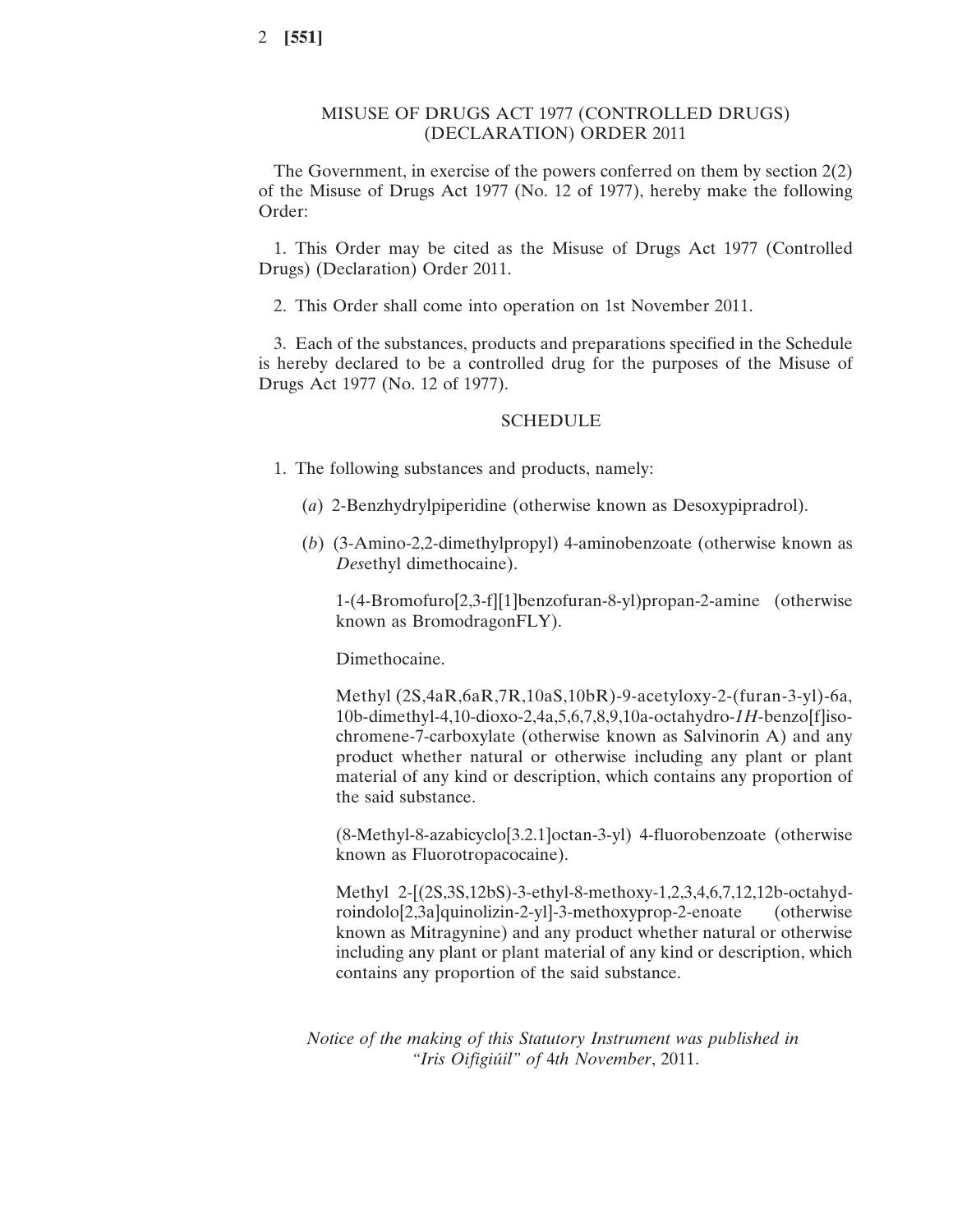## MISUSE OF DRUGS ACT 1977 (CONTROLLED DRUGS) (DECLARATION) ORDER 2011

The Government, in exercise of the powers conferred on them by section 2(2) of the Misuse of Drugs Act 1977 (No. 12 of 1977), hereby make the following Order:

1. This Order may be cited as the Misuse of Drugs Act 1977 (Controlled Drugs) (Declaration) Order 2011.

2. This Order shall come into operation on 1st November 2011.

3. Each of the substances, products and preparations specified in the Schedule is hereby declared to be a controlled drug for the purposes of the Misuse of Drugs Act 1977 (No. 12 of 1977).

### SCHEDULE

1. The following substances and products, namely:

   (*a*) 2-Benzhydrylpiperidine (otherwise known as Desoxypipradrol).

   (*b*) (3-Amino-2,2-dimethylpropyl) 4-aminobenzoate (otherwise known as *Des*ethyl dimethocaine).

   1-(4-Bromofuro[2,3-f][1]benzofuran-8-yl)propan-2-amine (otherwise known as BromodragonFLY).

   Dimethocaine.

   Methyl (2S,4aR,6aR,7R,10aS,10bR)-9-acetyloxy-2-(furan-3-yl)-6a,10b-dimethyl-4,10-dioxo-2,4a,5,6,7,8,9,10a-octahydro-*1H*-benzo[f]isochromene-7-carboxylate (otherwise known as Salvinorin A) and any product whether natural or otherwise including any plant or plant material of any kind or description, which contains any proportion of the said substance.

   (8-Methyl-8-azabicyclo[3.2.1]octan-3-yl) 4-fluorobenzoate (otherwise known as Fluorotropacocaine).

   Methyl 2-[(2S,3S,12bS)-3-ethyl-8-methoxy-1,2,3,4,6,7,12,12b-octahydroindolo[2,3a]quinolizin-2-yl]-3-methoxyprop-2-enoate (otherwise known as Mitragynine) and any product whether natural or otherwise including any plant or plant material of any kind or description, which contains any proportion of the said substance.

*Notice of the making of this Statutory Instrument was published in "Iris Oifigiúil" of 4th November*, 2011.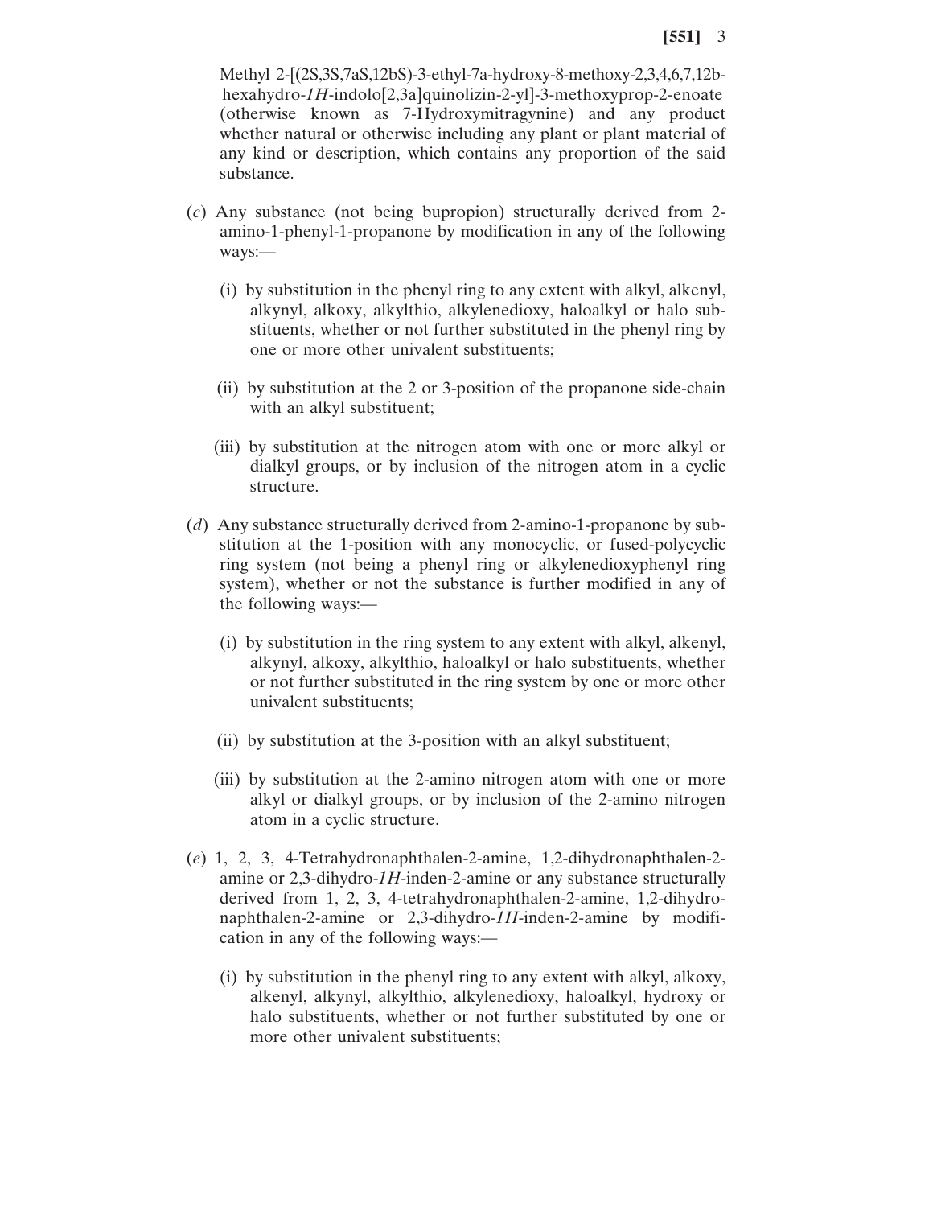Methyl 2-[(2S,3S,7aS,12bS)-3-ethyl-7a-hydroxy-8-methoxy-2,3,4,6,7,12b-hexahydro-*1H*-indolo[2,3a]quinolizin-2-yl]-3-methoxyprop-2-enoate (otherwise known as 7-Hydroxymitragynine) and any product whether natural or otherwise including any plant or plant material of any kind or description, which contains any proportion of the said substance.

(*c*) Any substance (not being bupropion) structurally derived from 2-amino-1-phenyl-1-propanone by modification in any of the following ways:—

(i) by substitution in the phenyl ring to any extent with alkyl, alkenyl, alkynyl, alkoxy, alkylthio, alkylenedioxy, haloalkyl or halo substituents, whether or not further substituted in the phenyl ring by one or more other univalent substituents;

(ii) by substitution at the 2 or 3-position of the propanone side-chain with an alkyl substituent;

(iii) by substitution at the nitrogen atom with one or more alkyl or dialkyl groups, or by inclusion of the nitrogen atom in a cyclic structure.

(*d*) Any substance structurally derived from 2-amino-1-propanone by substitution at the 1-position with any monocyclic, or fused-polycyclic ring system (not being a phenyl ring or alkylenedioxyphenyl ring system), whether or not the substance is further modified in any of the following ways:—

(i) by substitution in the ring system to any extent with alkyl, alkenyl, alkynyl, alkoxy, alkylthio, haloalkyl or halo substituents, whether or not further substituted in the ring system by one or more other univalent substituents;

(ii) by substitution at the 3-position with an alkyl substituent;

(iii) by substitution at the 2-amino nitrogen atom with one or more alkyl or dialkyl groups, or by inclusion of the 2-amino nitrogen atom in a cyclic structure.

(*e*) 1, 2, 3, 4-Tetrahydronaphthalen-2-amine, 1,2-dihydronaphthalen-2-amine or 2,3-dihydro-*1H*-inden-2-amine or any substance structurally derived from 1, 2, 3, 4-tetrahydronaphthalen-2-amine, 1,2-dihydronaphthalen-2-amine or 2,3-dihydro-*1H*-inden-2-amine by modification in any of the following ways:—

(i) by substitution in the phenyl ring to any extent with alkyl, alkoxy, alkenyl, alkynyl, alkylthio, alkylenedioxy, haloalkyl, hydroxy or halo substituents, whether or not further substituted by one or more other univalent substituents;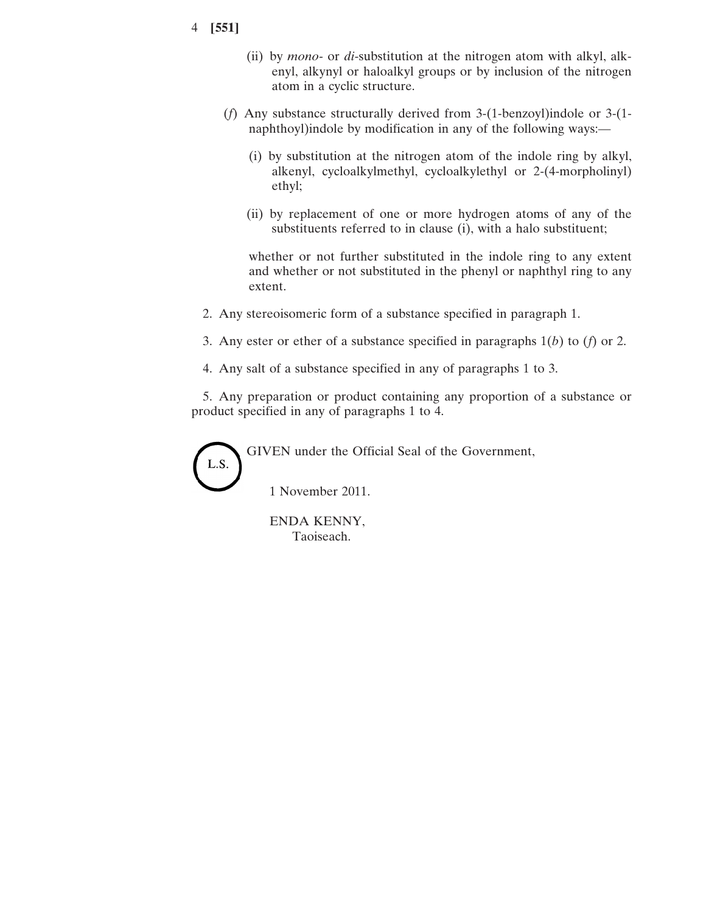(ii) by *mono*- or *di*-substitution at the nitrogen atom with alkyl, alkenyl, alkynyl or haloalkyl groups or by inclusion of the nitrogen atom in a cyclic structure.

(*f*) Any substance structurally derived from 3-(1-benzoyl)indole or 3-(1-naphthoyl)indole by modification in any of the following ways:—

(i) by substitution at the nitrogen atom of the indole ring by alkyl, alkenyl, cycloalkylmethyl, cycloalkylethyl or 2-(4-morpholinyl) ethyl;

(ii) by replacement of one or more hydrogen atoms of any of the substituents referred to in clause (i), with a halo substituent;

whether or not further substituted in the indole ring to any extent and whether or not substituted in the phenyl or naphthyl ring to any extent.

2. Any stereoisomeric form of a substance specified in paragraph 1.

3. Any ester or ether of a substance specified in paragraphs 1(*b*) to (*f*) or 2.

4. Any salt of a substance specified in any of paragraphs 1 to 3.

5. Any preparation or product containing any proportion of a substance or product specified in any of paragraphs 1 to 4.

L.S.

GIVEN under the Official Seal of the Government,

1 November 2011.

ENDA KENNY,
Taoiseach.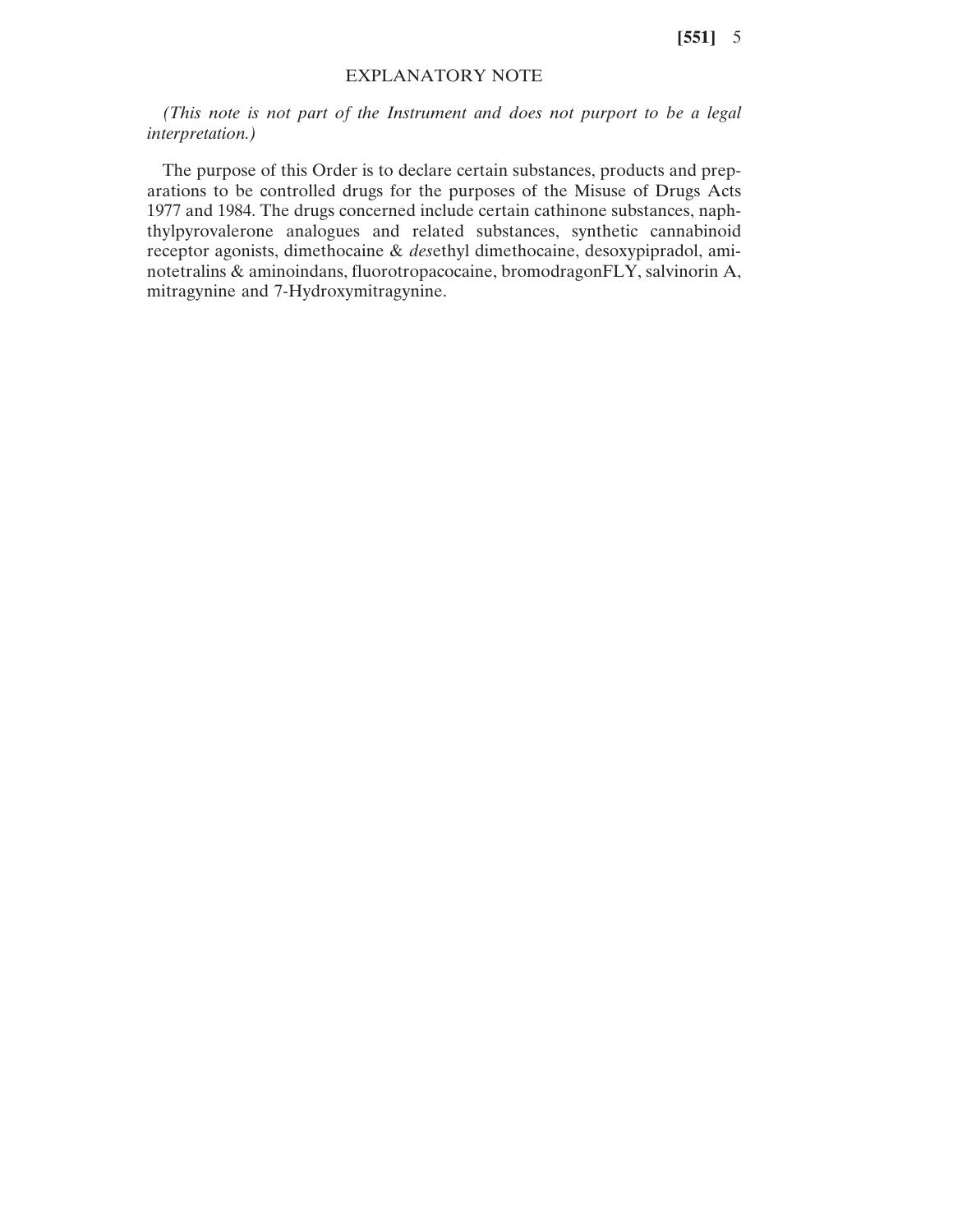## EXPLANATORY NOTE

*(This note is not part of the Instrument and does not purport to be a legal interpretation.)*

The purpose of this Order is to declare certain substances, products and preparations to be controlled drugs for the purposes of the Misuse of Drugs Acts 1977 and 1984. The drugs concerned include certain cathinone substances, naphthylpyrovalerone analogues and related substances, synthetic cannabinoid receptor agonists, dimethocaine & *des*ethyl dimethocaine, desoxypipradol, aminotetralins & aminoindans, fluorotropacocaine, bromodragonFLY, salvinorin A, mitragynine and 7-Hydroxymitragynine.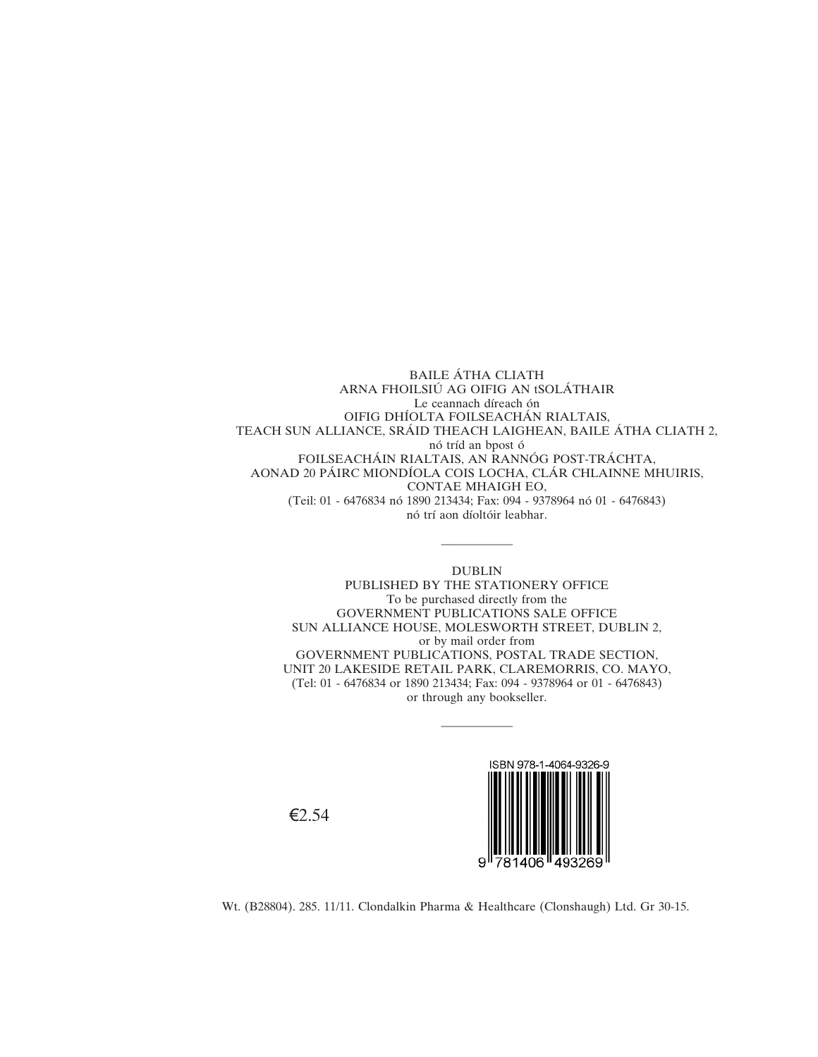BAILE ÁTHA CLIATH
ARNA FHOILSIÚ AG OIFIG AN tSOLÁTHAIR
Le ceannach díreach ón
OIFIG DHÍOLTA FOILSEACHÁN RIALTAIS,
TEACH SUN ALLIANCE, SRÁID THEACH LAIGHEAN, BAILE ÁTHA CLIATH 2,
nó tríd an bpost ó
FOILSEACHÁIN RIALTAIS, AN RANNÓG POST-TRÁCHTA,
AONAD 20 PÁIRC MIONDÍOLA COIS LOCHA, CLÁR CHLAINNE MHUIRIS,
CONTAE MHAIGH EO,
(Teil: 01 - 6476834 nó 1890 213434; Fax: 094 - 9378964 nó 01 - 6476843)
nó trí aon díoltóir leabhar.

---

DUBLIN
PUBLISHED BY THE STATIONERY OFFICE
To be purchased directly from the
GOVERNMENT PUBLICATIONS SALE OFFICE
SUN ALLIANCE HOUSE, MOLESWORTH STREET, DUBLIN 2,
or by mail order from
GOVERNMENT PUBLICATIONS, POSTAL TRADE SECTION,
UNIT 20 LAKESIDE RETAIL PARK, CLAREMORRIS, CO. MAYO,
(Tel: 01 - 6476834 or 1890 213434; Fax: 094 - 9378964 or 01 - 6476843)
or through any bookseller.

---

€2.54

ISBN 978-1-4064-9326-9

9 781406 493269

Wt. (B28804). 285. 11/11. Clondalkin Pharma & Healthcare (Clonshaugh) Ltd. Gr 30-15.